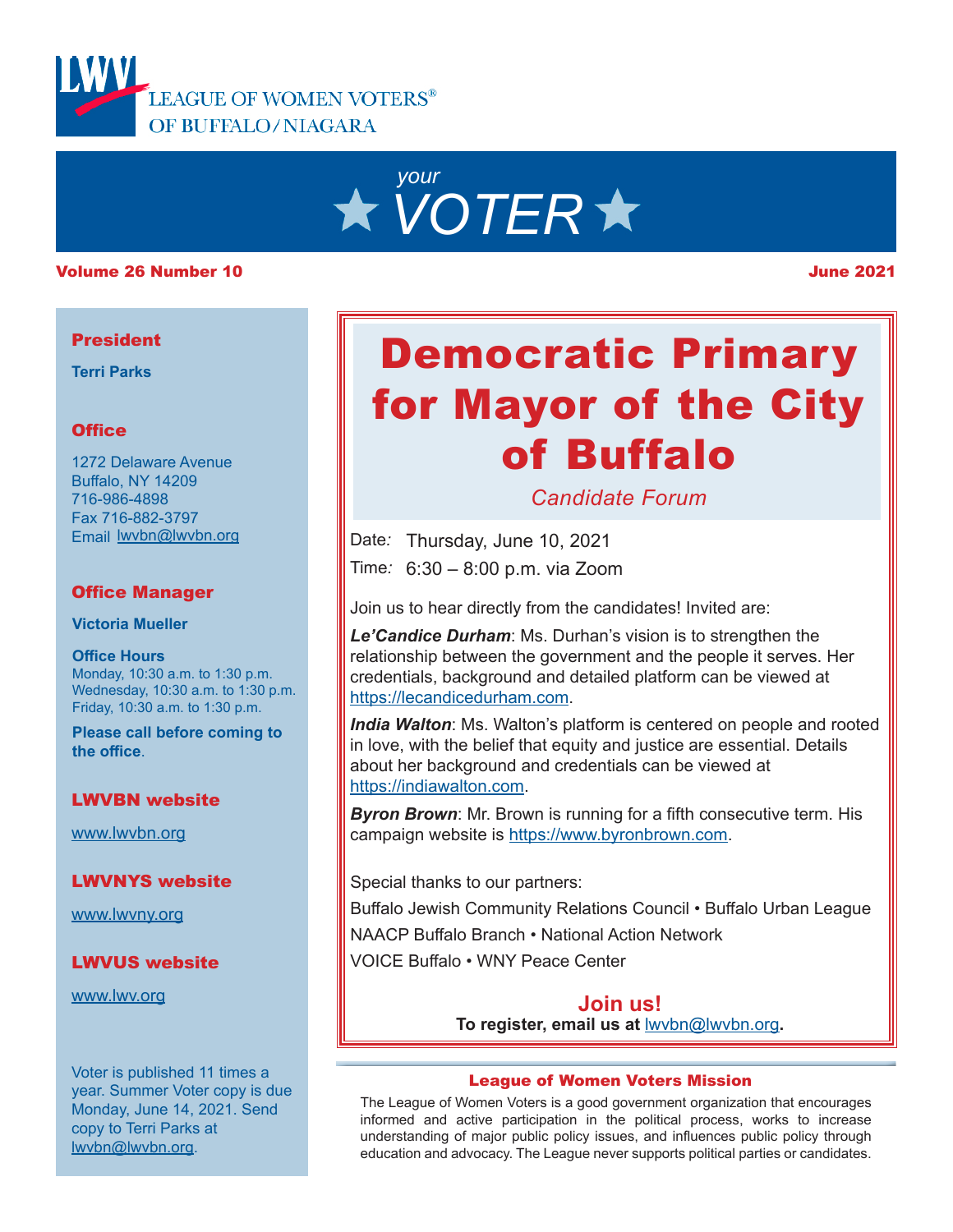LEAGUE OF WOMEN VOTERS® OF BUFFALO/NIAGARA

# *your* VOTER

**Volume 26 Number 10** | **June 2021**

# Democratic Primary for Mayor of the City of Buffalo

*Candidate Forum*

Date*:* Thursday, June 10, 2021

Time*:* 6:30 – 8:00 p.m. via Zoom

Join us to hear directly from the candidates! Invited are:

***Le'Candice Durham***: Ms. Durhan's vision is to strengthen the relationship between the government and the people it serves. Her credentials, background and detailed platform can be viewed at https://lecandicedurham.com.

***India Walton***: Ms. Walton's platform is centered on people and rooted in love, with the belief that equity and justice are essential. Details about her background and credentials can be viewed at https://indiawalton.com.

***Byron Brown***: Mr. Brown is running for a fifth consecutive term. His campaign website is https://www.byronbrown.com.

Special thanks to our partners:

Buffalo Jewish Community Relations Council • Buffalo Urban League

NAACP Buffalo Branch • National Action Network

VOICE Buffalo • WNY Peace Center

**Join us!**

**To register, email us at lwvbn@lwvbn.org.**

### League of Women Voters Mission

The League of Women Voters is a good government organization that encourages informed and active participation in the political process, works to increase understanding of major public policy issues, and influences public policy through education and advocacy. The League never supports political parties or candidates.

---

**President**

**Terri Parks**

**Office**

1272 Delaware Avenue
Buffalo, NY 14209
716-986-4898
Fax 716-882-3797
Email lwvbn@lwvbn.org

**Office Manager**

**Victoria Mueller**

**Office Hours**
Monday, 10:30 a.m. to 1:30 p.m.
Wednesday, 10:30 a.m. to 1:30 p.m.
Friday, 10:30 a.m. to 1:30 p.m.

**Please call before coming to the office.**

**LWVBN website**

www.lwvbn.org

**LWVNYS website**

www.lwvny.org

**LWVUS website**

www.lwv.org

Voter is published 11 times a year. Summer Voter copy is due Monday, June 14, 2021. Send copy to Terri Parks at lwvbn@lwvbn.org.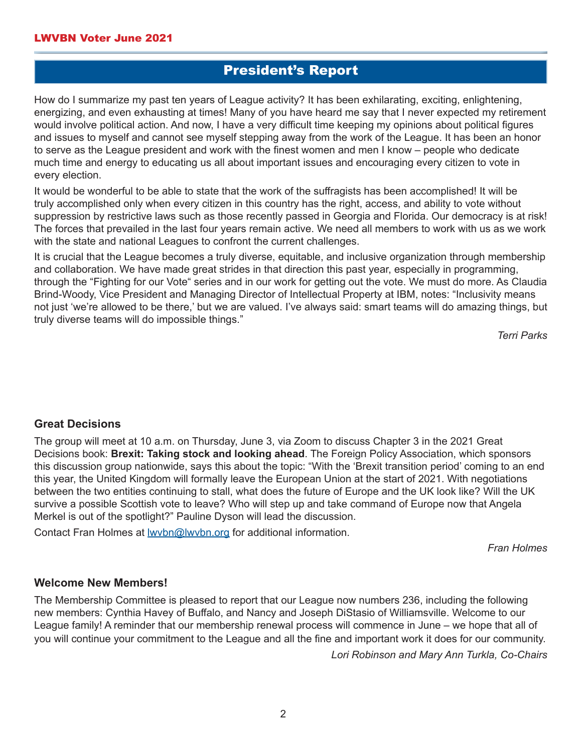## President's Report

How do I summarize my past ten years of League activity? It has been exhilarating, exciting, enlightening, energizing, and even exhausting at times! Many of you have heard me say that I never expected my retirement would involve political action. And now, I have a very difficult time keeping my opinions about political figures and issues to myself and cannot see myself stepping away from the work of the League. It has been an honor to serve as the League president and work with the finest women and men I know – people who dedicate much time and energy to educating us all about important issues and encouraging every citizen to vote in every election.

It would be wonderful to be able to state that the work of the suffragists has been accomplished! It will be truly accomplished only when every citizen in this country has the right, access, and ability to vote without suppression by restrictive laws such as those recently passed in Georgia and Florida. Our democracy is at risk! The forces that prevailed in the last four years remain active. We need all members to work with us as we work with the state and national Leagues to confront the current challenges.

It is crucial that the League becomes a truly diverse, equitable, and inclusive organization through membership and collaboration. We have made great strides in that direction this past year, especially in programming, through the "Fighting for our Vote" series and in our work for getting out the vote. We must do more. As Claudia Brind-Woody, Vice President and Managing Director of Intellectual Property at IBM, notes: "Inclusivity means not just 'we're allowed to be there,' but we are valued. I've always said: smart teams will do amazing things, but truly diverse teams will do impossible things."

*Terri Parks*

### Great Decisions

The group will meet at 10 a.m. on Thursday, June 3, via Zoom to discuss Chapter 3 in the 2021 Great Decisions book: **Brexit: Taking stock and looking ahead**. The Foreign Policy Association, which sponsors this discussion group nationwide, says this about the topic: "With the 'Brexit transition period' coming to an end this year, the United Kingdom will formally leave the European Union at the start of 2021. With negotiations between the two entities continuing to stall, what does the future of Europe and the UK look like? Will the UK survive a possible Scottish vote to leave? Who will step up and take command of Europe now that Angela Merkel is out of the spotlight?" Pauline Dyson will lead the discussion.

Contact Fran Holmes at lwvbn@lwvbn.org for additional information.

*Fran Holmes*

### Welcome New Members!

The Membership Committee is pleased to report that our League now numbers 236, including the following new members: Cynthia Havey of Buffalo, and Nancy and Joseph DiStasio of Williamsville. Welcome to our League family! A reminder that our membership renewal process will commence in June – we hope that all of you will continue your commitment to the League and all the fine and important work it does for our community.

*Lori Robinson and Mary Ann Turkla, Co-Chairs*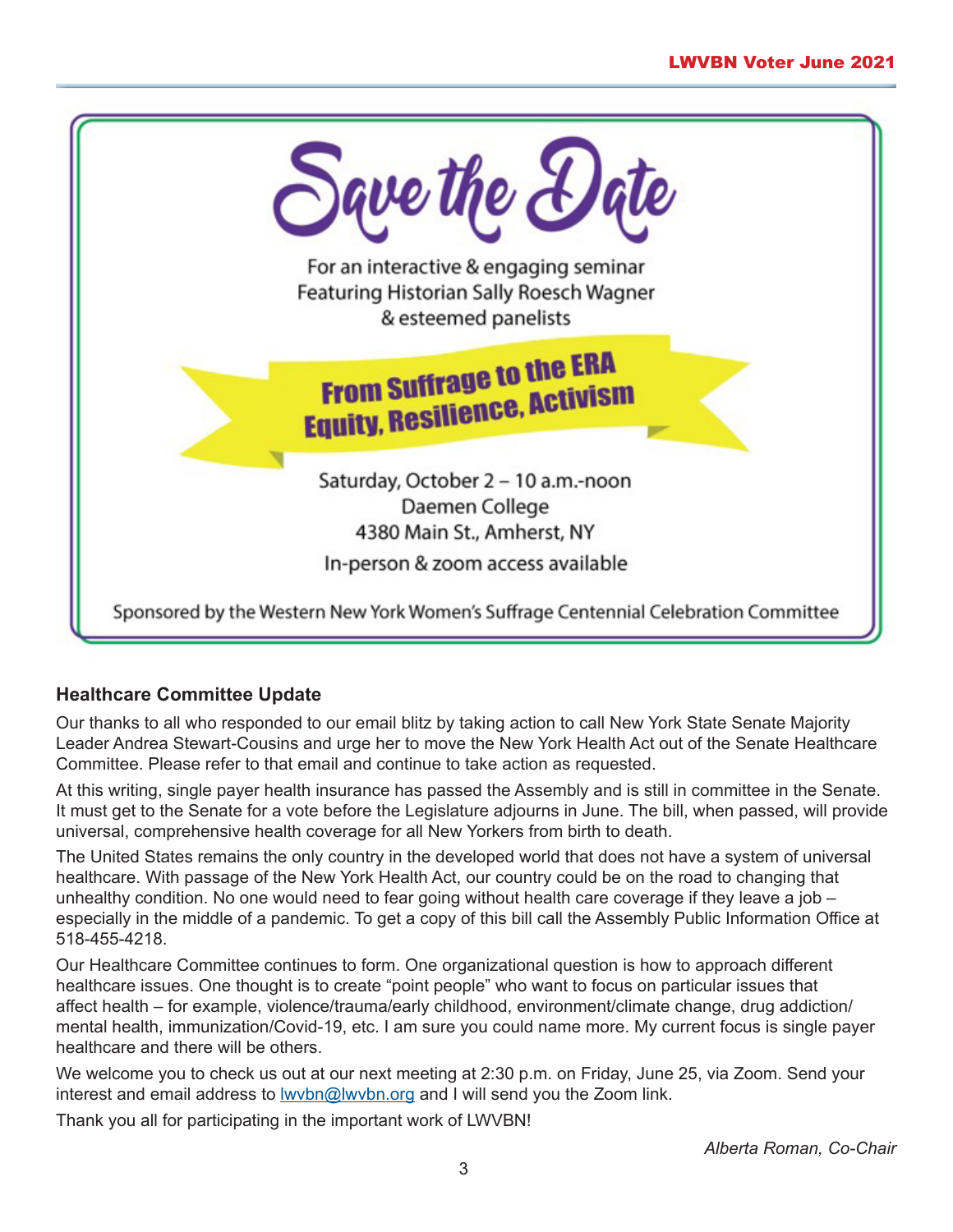# Save the Date

For an interactive & engaging seminar
Featuring Historian Sally Roesch Wagner
& esteemed panelists

**From Suffrage to the ERA**
**Equity, Resilience, Activism**

Saturday, October 2 – 10 a.m.-noon
Daemen College
4380 Main St., Amherst, NY
In-person & zoom access available

Sponsored by the Western New York Women's Suffrage Centennial Celebration Committee

### Healthcare Committee Update

Our thanks to all who responded to our email blitz by taking action to call New York State Senate Majority Leader Andrea Stewart-Cousins and urge her to move the New York Health Act out of the Senate Healthcare Committee. Please refer to that email and continue to take action as requested.

At this writing, single payer health insurance has passed the Assembly and is still in committee in the Senate. It must get to the Senate for a vote before the Legislature adjourns in June. The bill, when passed, will provide universal, comprehensive health coverage for all New Yorkers from birth to death.

The United States remains the only country in the developed world that does not have a system of universal healthcare. With passage of the New York Health Act, our country could be on the road to changing that unhealthy condition. No one would need to fear going without health care coverage if they leave a job – especially in the middle of a pandemic. To get a copy of this bill call the Assembly Public Information Office at 518-455-4218.

Our Healthcare Committee continues to form. One organizational question is how to approach different healthcare issues. One thought is to create "point people" who want to focus on particular issues that affect health – for example, violence/trauma/early childhood, environment/climate change, drug addiction/mental health, immunization/Covid-19, etc. I am sure you could name more. My current focus is single payer healthcare and there will be others.

We welcome you to check us out at our next meeting at 2:30 p.m. on Friday, June 25, via Zoom. Send your interest and email address to lwvbn@lwvbn.org and I will send you the Zoom link.

Thank you all for participating in the important work of LWVBN!

*Alberta Roman, Co-Chair*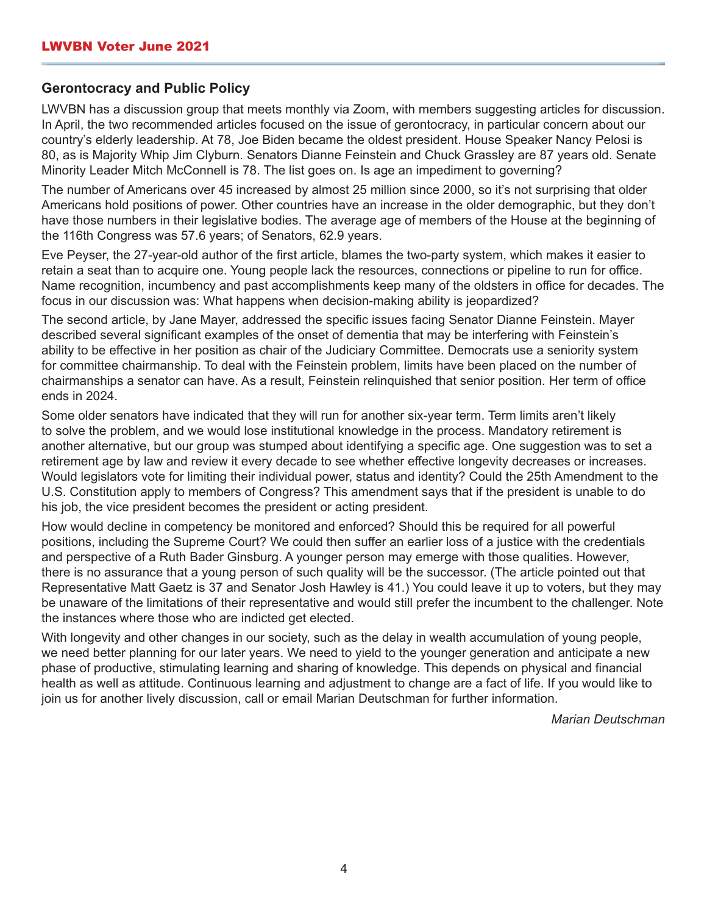## Gerontocracy and Public Policy

LWVBN has a discussion group that meets monthly via Zoom, with members suggesting articles for discussion. In April, the two recommended articles focused on the issue of gerontocracy, in particular concern about our country's elderly leadership. At 78, Joe Biden became the oldest president. House Speaker Nancy Pelosi is 80, as is Majority Whip Jim Clyburn. Senators Dianne Feinstein and Chuck Grassley are 87 years old. Senate Minority Leader Mitch McConnell is 78. The list goes on. Is age an impediment to governing?

The number of Americans over 45 increased by almost 25 million since 2000, so it's not surprising that older Americans hold positions of power. Other countries have an increase in the older demographic, but they don't have those numbers in their legislative bodies. The average age of members of the House at the beginning of the 116th Congress was 57.6 years; of Senators, 62.9 years.

Eve Peyser, the 27-year-old author of the first article, blames the two-party system, which makes it easier to retain a seat than to acquire one. Young people lack the resources, connections or pipeline to run for office. Name recognition, incumbency and past accomplishments keep many of the oldsters in office for decades. The focus in our discussion was: What happens when decision-making ability is jeopardized?

The second article, by Jane Mayer, addressed the specific issues facing Senator Dianne Feinstein. Mayer described several significant examples of the onset of dementia that may be interfering with Feinstein's ability to be effective in her position as chair of the Judiciary Committee. Democrats use a seniority system for committee chairmanship. To deal with the Feinstein problem, limits have been placed on the number of chairmanships a senator can have. As a result, Feinstein relinquished that senior position. Her term of office ends in 2024.

Some older senators have indicated that they will run for another six-year term. Term limits aren't likely to solve the problem, and we would lose institutional knowledge in the process. Mandatory retirement is another alternative, but our group was stumped about identifying a specific age. One suggestion was to set a retirement age by law and review it every decade to see whether effective longevity decreases or increases. Would legislators vote for limiting their individual power, status and identity? Could the 25th Amendment to the U.S. Constitution apply to members of Congress? This amendment says that if the president is unable to do his job, the vice president becomes the president or acting president.

How would decline in competency be monitored and enforced? Should this be required for all powerful positions, including the Supreme Court? We could then suffer an earlier loss of a justice with the credentials and perspective of a Ruth Bader Ginsburg. A younger person may emerge with those qualities. However, there is no assurance that a young person of such quality will be the successor. (The article pointed out that Representative Matt Gaetz is 37 and Senator Josh Hawley is 41.) You could leave it up to voters, but they may be unaware of the limitations of their representative and would still prefer the incumbent to the challenger. Note the instances where those who are indicted get elected.

With longevity and other changes in our society, such as the delay in wealth accumulation of young people, we need better planning for our later years. We need to yield to the younger generation and anticipate a new phase of productive, stimulating learning and sharing of knowledge. This depends on physical and financial health as well as attitude. Continuous learning and adjustment to change are a fact of life. If you would like to join us for another lively discussion, call or email Marian Deutschman for further information.

*Marian Deutschman*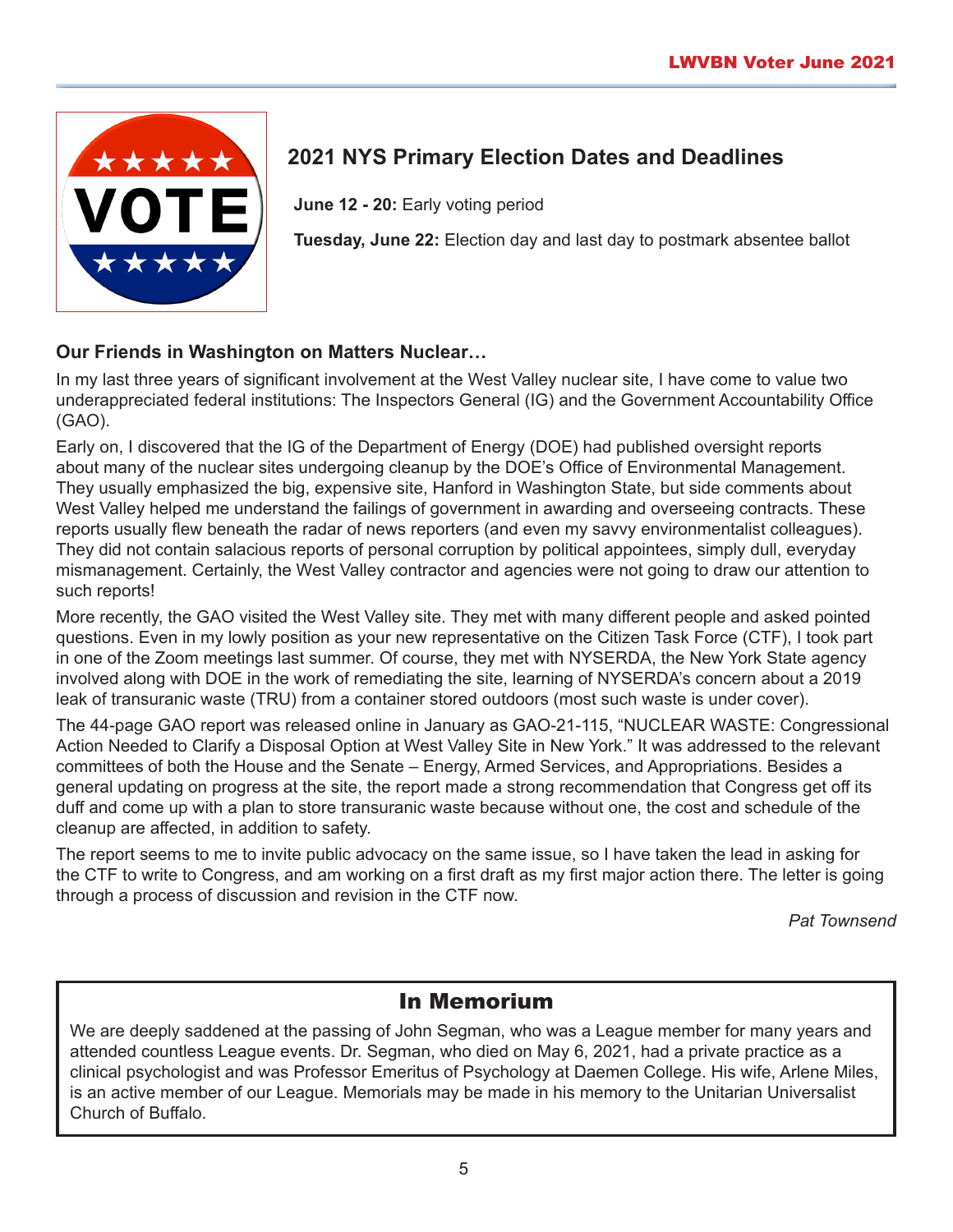## 2021 NYS Primary Election Dates and Deadlines

**June 12 - 20:** Early voting period

**Tuesday, June 22:** Election day and last day to postmark absentee ballot

### Our Friends in Washington on Matters Nuclear…

In my last three years of significant involvement at the West Valley nuclear site, I have come to value two underappreciated federal institutions: The Inspectors General (IG) and the Government Accountability Office (GAO).

Early on, I discovered that the IG of the Department of Energy (DOE) had published oversight reports about many of the nuclear sites undergoing cleanup by the DOE's Office of Environmental Management. They usually emphasized the big, expensive site, Hanford in Washington State, but side comments about West Valley helped me understand the failings of government in awarding and overseeing contracts. These reports usually flew beneath the radar of news reporters (and even my savvy environmentalist colleagues). They did not contain salacious reports of personal corruption by political appointees, simply dull, everyday mismanagement. Certainly, the West Valley contractor and agencies were not going to draw our attention to such reports!

More recently, the GAO visited the West Valley site. They met with many different people and asked pointed questions. Even in my lowly position as your new representative on the Citizen Task Force (CTF), I took part in one of the Zoom meetings last summer. Of course, they met with NYSERDA, the New York State agency involved along with DOE in the work of remediating the site, learning of NYSERDA's concern about a 2019 leak of transuranic waste (TRU) from a container stored outdoors (most such waste is under cover).

The 44-page GAO report was released online in January as GAO-21-115, "NUCLEAR WASTE: Congressional Action Needed to Clarify a Disposal Option at West Valley Site in New York." It was addressed to the relevant committees of both the House and the Senate – Energy, Armed Services, and Appropriations. Besides a general updating on progress at the site, the report made a strong recommendation that Congress get off its duff and come up with a plan to store transuranic waste because without one, the cost and schedule of the cleanup are affected, in addition to safety.

The report seems to me to invite public advocacy on the same issue, so I have taken the lead in asking for the CTF to write to Congress, and am working on a first draft as my first major action there. The letter is going through a process of discussion and revision in the CTF now.

*Pat Townsend*

## In Memorium

We are deeply saddened at the passing of John Segman, who was a League member for many years and attended countless League events. Dr. Segman, who died on May 6, 2021, had a private practice as a clinical psychologist and was Professor Emeritus of Psychology at Daemen College. His wife, Arlene Miles, is an active member of our League. Memorials may be made in his memory to the Unitarian Universalist Church of Buffalo.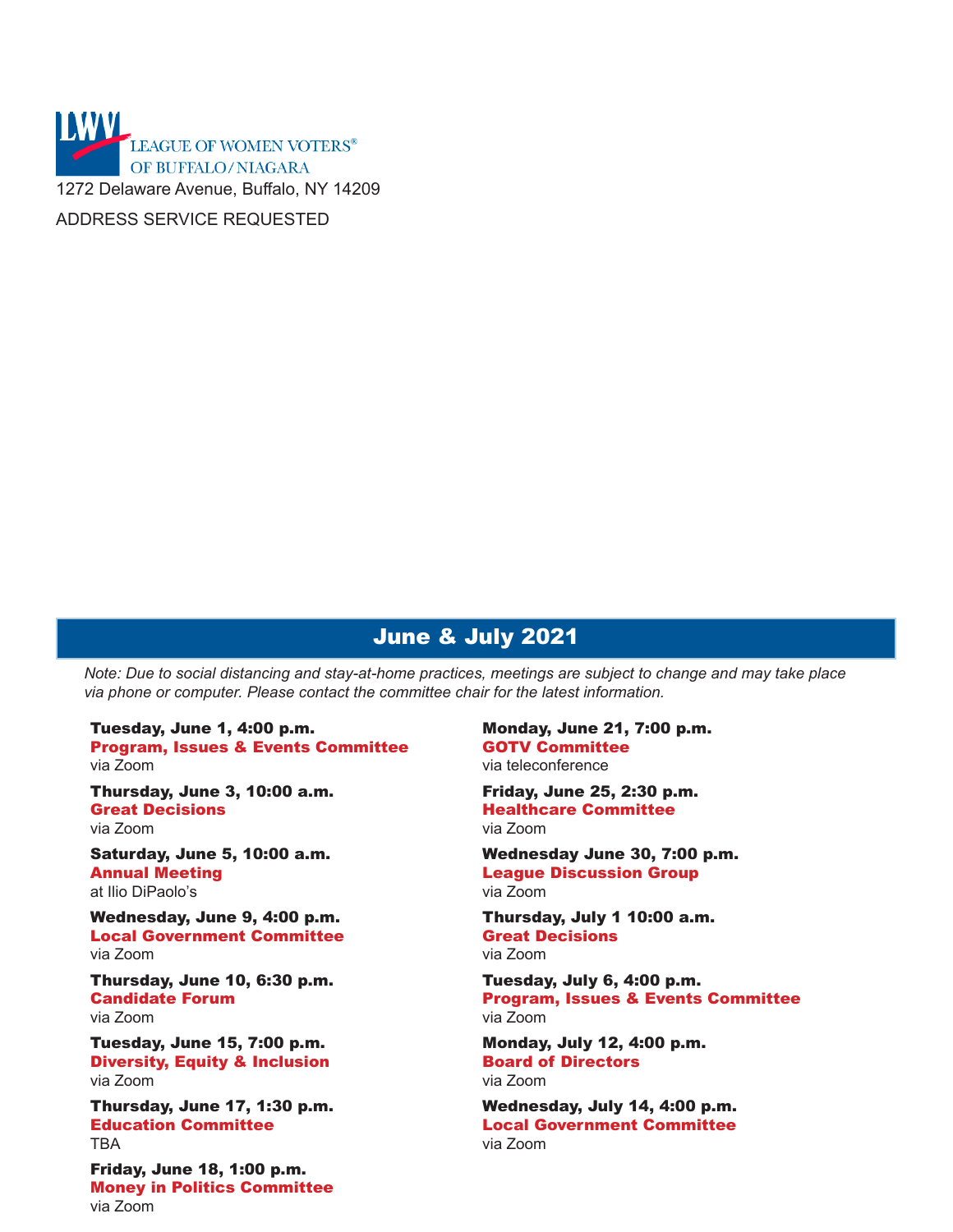LEAGUE OF WOMEN VOTERS®
OF BUFFALO/NIAGARA

1272 Delaware Avenue, Buffalo, NY 14209

ADDRESS SERVICE REQUESTED

## June & July 2021

*Note: Due to social distancing and stay-at-home practices, meetings are subject to change and may take place via phone or computer. Please contact the committee chair for the latest information.*

**Tuesday, June 1, 4:00 p.m.**
**Program, Issues & Events Committee**
via Zoom

**Thursday, June 3, 10:00 a.m.**
**Great Decisions**
via Zoom

**Saturday, June 5, 10:00 a.m.**
**Annual Meeting**
at Ilio DiPaolo's

**Wednesday, June 9, 4:00 p.m.**
**Local Government Committee**
via Zoom

**Thursday, June 10, 6:30 p.m.**
**Candidate Forum**
via Zoom

**Tuesday, June 15, 7:00 p.m.**
**Diversity, Equity & Inclusion**
via Zoom

**Thursday, June 17, 1:30 p.m.**
**Education Committee**
TBA

**Friday, June 18, 1:00 p.m.**
**Money in Politics Committee**
via Zoom

**Monday, June 21, 7:00 p.m.**
**GOTV Committee**
via teleconference

**Friday, June 25, 2:30 p.m.**
**Healthcare Committee**
via Zoom

**Wednesday June 30, 7:00 p.m.**
**League Discussion Group**
via Zoom

**Thursday, July 1 10:00 a.m.**
**Great Decisions**
via Zoom

**Tuesday, July 6, 4:00 p.m.**
**Program, Issues & Events Committee**
via Zoom

**Monday, July 12, 4:00 p.m.**
**Board of Directors**
via Zoom

**Wednesday, July 14, 4:00 p.m.**
**Local Government Committee**
via Zoom